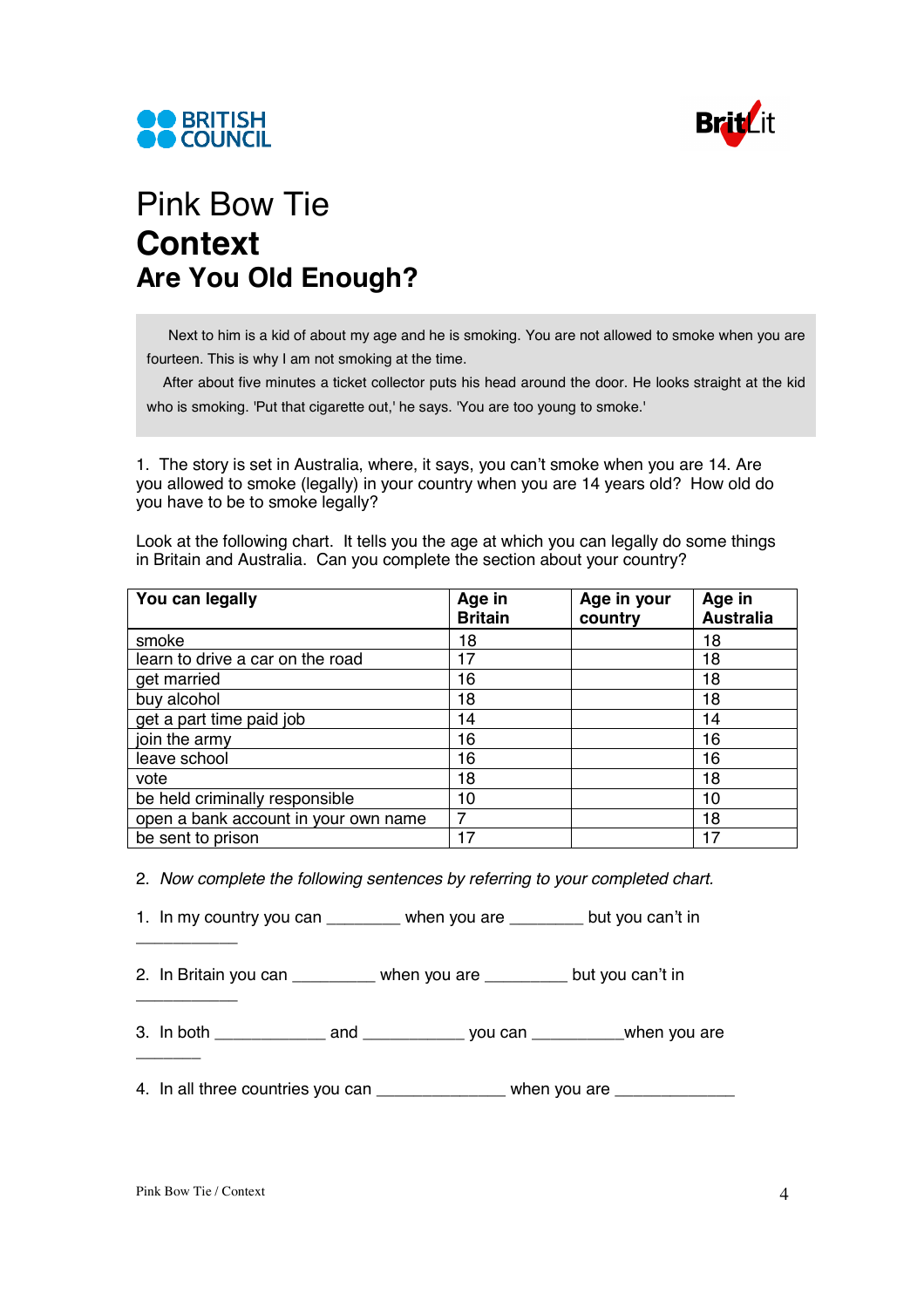# Pink Bow Tie

## Context

### Are You Old Enough?

> Next to him is a kid of about my age and he is smoking. You are not allowed to smoke when you are fourteen. This is why I am not smoking at the time.
>
> After about five minutes a ticket collector puts his head around the door. He looks straight at the kid who is smoking. 'Put that cigarette out,' he says. 'You are too young to smoke.'

1. The story is set in Australia, where, it says, you can't smoke when you are 14. Are you allowed to smoke (legally) in your country when you are 14 years old? How old do you have to be to smoke legally?

Look at the following chart. It tells you the age at which you can legally do some things in Britain and Australia. Can you complete the section about your country?

| You can legally | Age in Britain | Age in your country | Age in Australia |
|---|---|---|---|
| smoke | 18 | | 18 |
| learn to drive a car on the road | 17 | | 18 |
| get married | 16 | | 18 |
| buy alcohol | 18 | | 18 |
| get a part time paid job | 14 | | 14 |
| join the army | 16 | | 16 |
| leave school | 16 | | 16 |
| vote | 18 | | 18 |
| be held criminally responsible | 10 | | 10 |
| open a bank account in your own name | 7 | | 18 |
| be sent to prison | 17 | | 17 |

2. *Now complete the following sentences by referring to your completed chart.*

1. In my country you can ________ when you are ________ but you can't in ___________

2. In Britain you can _________ when you are _________ but you can't in ___________

3. In both ____________ and ___________ you can __________when you are _______

4. In all three countries you can ______________ when you are _____________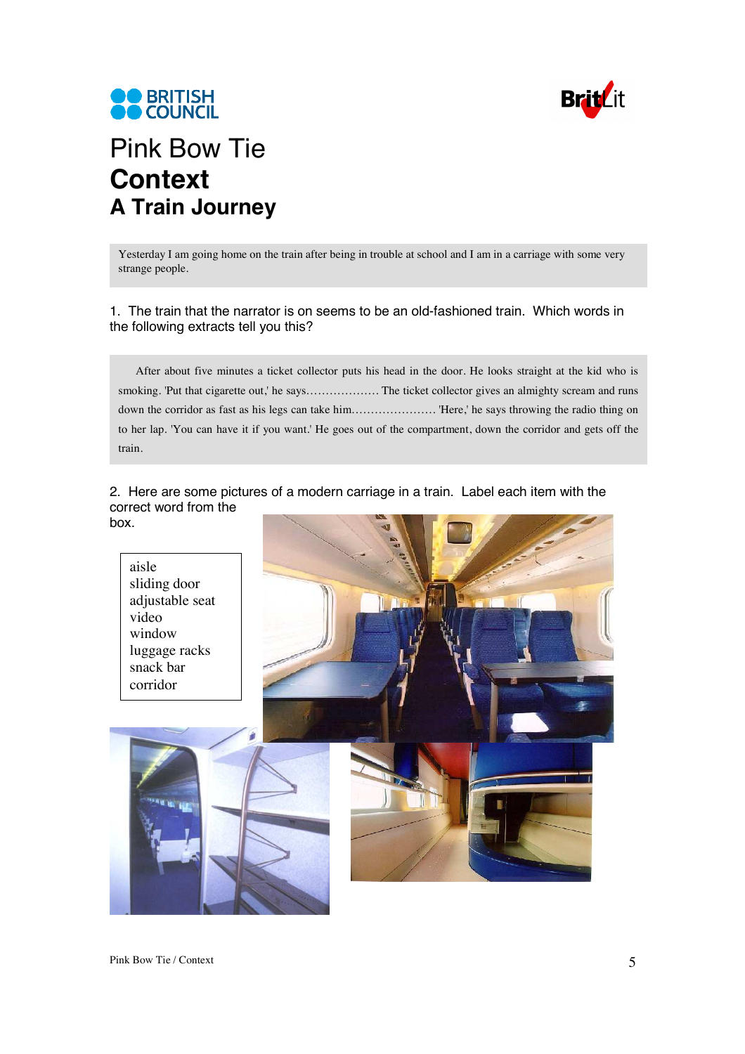BRITISH COUNCIL

BritLit

# Pink Bow Tie

## Context

## A Train Journey

> Yesterday I am going home on the train after being in trouble at school and I am in a carriage with some very strange people.

1. The train that the narrator is on seems to be an old-fashioned train. Which words in the following extracts tell you this?

> After about five minutes a ticket collector puts his head in the door. He looks straight at the kid who is smoking. 'Put that cigarette out,' he says………………. The ticket collector gives an almighty scream and runs down the corridor as fast as his legs can take him…………………. 'Here,' he says throwing the radio thing on to her lap. 'You can have it if you want.' He goes out of the compartment, down the corridor and gets off the train.

2. Here are some pictures of a modern carriage in a train. Label each item with the correct word from the box.

| |
|---|
| aisle |
| sliding door |
| adjustable seat |
| video |
| window |
| luggage racks |
| snack bar |
| corridor |

Pink Bow Tie / Context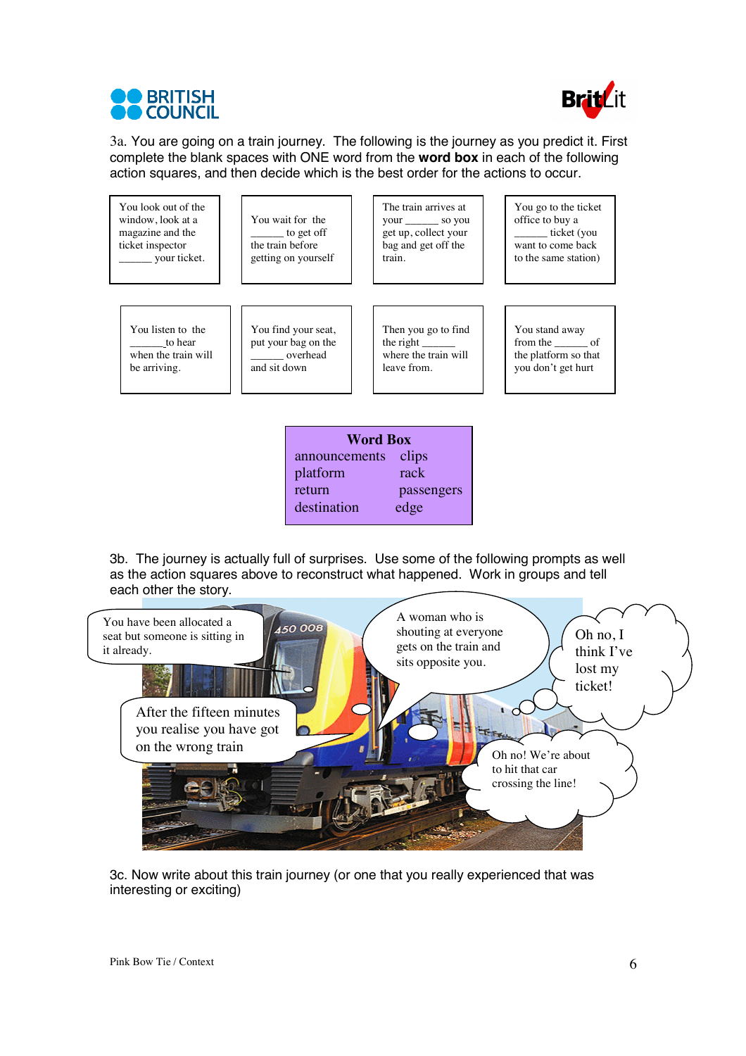3a. You are going on a train journey. The following is the journey as you predict it. First complete the blank spaces with ONE word from the **word box** in each of the following action squares, and then decide which is the best order for the actions to occur.

| | | | |
|---|---|---|---|
| You look out of the window, look at a magazine and the ticket inspector ______ your ticket. | You wait for the ______ to get off the train before getting on yourself | The train arrives at your ______ so you get up, collect your bag and get off the train. | You go to the ticket office to buy a ______ ticket (you want to come back to the same station) |
| You listen to the ______ to hear when the train will be arriving. | You find your seat, put your bag on the ______ overhead and sit down | Then you go to find the right ______ where the train will leave from. | You stand away from the ______ of the platform so that you don't get hurt |

| Word Box | |
|---|---|
| announcements | clips |
| platform | rack |
| return | passengers |
| destination | edge |

3b. The journey is actually full of surprises. Use some of the following prompts as well as the action squares above to reconstruct what happened. Work in groups and tell each other the story.

You have been allocated a seat but someone is sitting in it already.

A woman who is shouting at everyone gets on the train and sits opposite you.

Oh no, I think I've lost my ticket!

After the fifteen minutes you realise you have got on the wrong train

Oh no! We're about to hit that car crossing the line!

3c. Now write about this train journey (or one that you really experienced that was interesting or exciting)